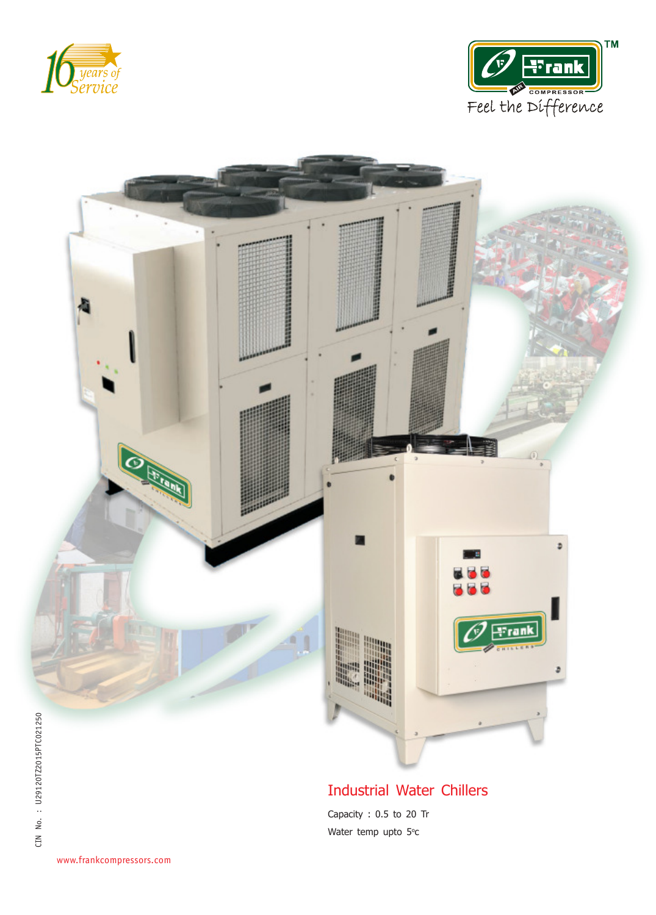16 years of Service

Frank AIR COMPRESSOR™

Feel the Difference

# Industrial Water Chillers

Capacity : 0.5 to 20 Tr

Water temp upto 5°c

CIN No. : U29120TZ2015PTC021250

www.frankcompressors.com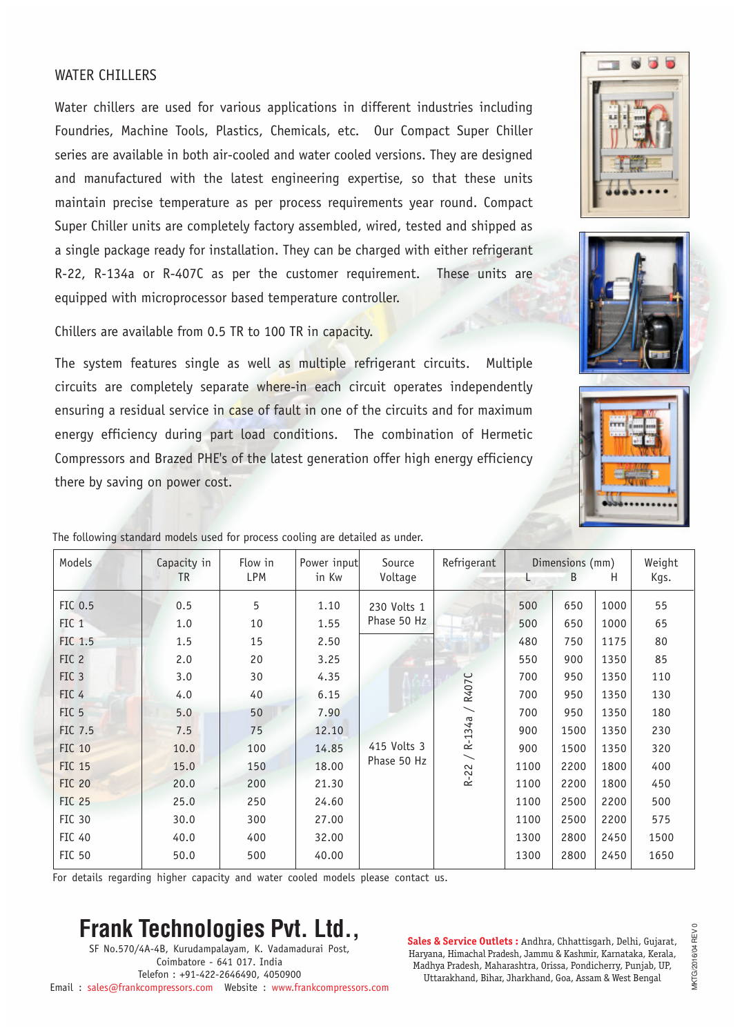# WATER CHILLERS

Water chillers are used for various applications in different industries including Foundries, Machine Tools, Plastics, Chemicals, etc. Our Compact Super Chiller series are available in both air-cooled and water cooled versions. They are designed and manufactured with the latest engineering expertise, so that these units maintain precise temperature as per process requirements year round. Compact Super Chiller units are completely factory assembled, wired, tested and shipped as a single package ready for installation. They can be charged with either refrigerant R-22, R-134a or R-407C as per the customer requirement. These units are equipped with microprocessor based temperature controller.

Chillers are available from 0.5 TR to 100 TR in capacity.

The system features single as well as multiple refrigerant circuits. Multiple circuits are completely separate where-in each circuit operates independently ensuring a residual service in case of fault in one of the circuits and for maximum energy efficiency during part load conditions. The combination of Hermetic Compressors and Brazed PHE's of the latest generation offer high energy efficiency there by saving on power cost.

The following standard models used for process cooling are detailed as under.

| Models | Capacity in TR | Flow in LPM | Power input in Kw | Source Voltage | Refrigerant | Dimensions (mm) L | B | H | Weight Kgs. |
|---|---|---|---|---|---|---|---|---|---|
| FIC 0.5 | 0.5 | 5 | 1.10 | 230 Volts 1 Phase 50 Hz | R-22 / R-134a / R407C | 500 | 650 | 1000 | 55 |
| FIC 1 | 1.0 | 10 | 1.55 | | | 500 | 650 | 1000 | 65 |
| FIC 1.5 | 1.5 | 15 | 2.50 | 415 Volts 3 Phase 50 Hz | | 480 | 750 | 1175 | 80 |
| FIC 2 | 2.0 | 20 | 3.25 | | | 550 | 900 | 1350 | 85 |
| FIC 3 | 3.0 | 30 | 4.35 | | | 700 | 950 | 1350 | 110 |
| FIC 4 | 4.0 | 40 | 6.15 | | | 700 | 950 | 1350 | 130 |
| FIC 5 | 5.0 | 50 | 7.90 | | | 700 | 950 | 1350 | 180 |
| FIC 7.5 | 7.5 | 75 | 12.10 | | | 900 | 1500 | 1350 | 230 |
| FIC 10 | 10.0 | 100 | 14.85 | | | 900 | 1500 | 1350 | 320 |
| FIC 15 | 15.0 | 150 | 18.00 | | | 1100 | 2200 | 1800 | 400 |
| FIC 20 | 20.0 | 200 | 21.30 | | | 1100 | 2200 | 1800 | 450 |
| FIC 25 | 25.0 | 250 | 24.60 | | | 1100 | 2500 | 2200 | 500 |
| FIC 30 | 30.0 | 300 | 27.00 | | | 1100 | 2500 | 2200 | 575 |
| FIC 40 | 40.0 | 400 | 32.00 | | | 1300 | 2800 | 2450 | 1500 |
| FIC 50 | 50.0 | 500 | 40.00 | | | 1300 | 2800 | 2450 | 1650 |

For details regarding higher capacity and water cooled models please contact us.

## Frank Technologies Pvt. Ltd.,

SF No.570/4A-4B, Kurudampalayam, K. Vadamadurai Post,
Coimbatore - 641 017. India
Telefon : +91-422-2646490, 4050900
Email : sales@frankcompressors.com Website : www.frankcompressors.com

**Sales & Service Outlets :** Andhra, Chhattisgarh, Delhi, Gujarat, Haryana, Himachal Pradesh, Jammu & Kashmir, Karnataka, Kerala, Madhya Pradesh, Maharashtra, Orissa, Pondicherry, Punjab, UP, Uttarakhand, Bihar, Jharkhand, Goa, Assam & West Bengal

MKTG/2016/04 REV 0